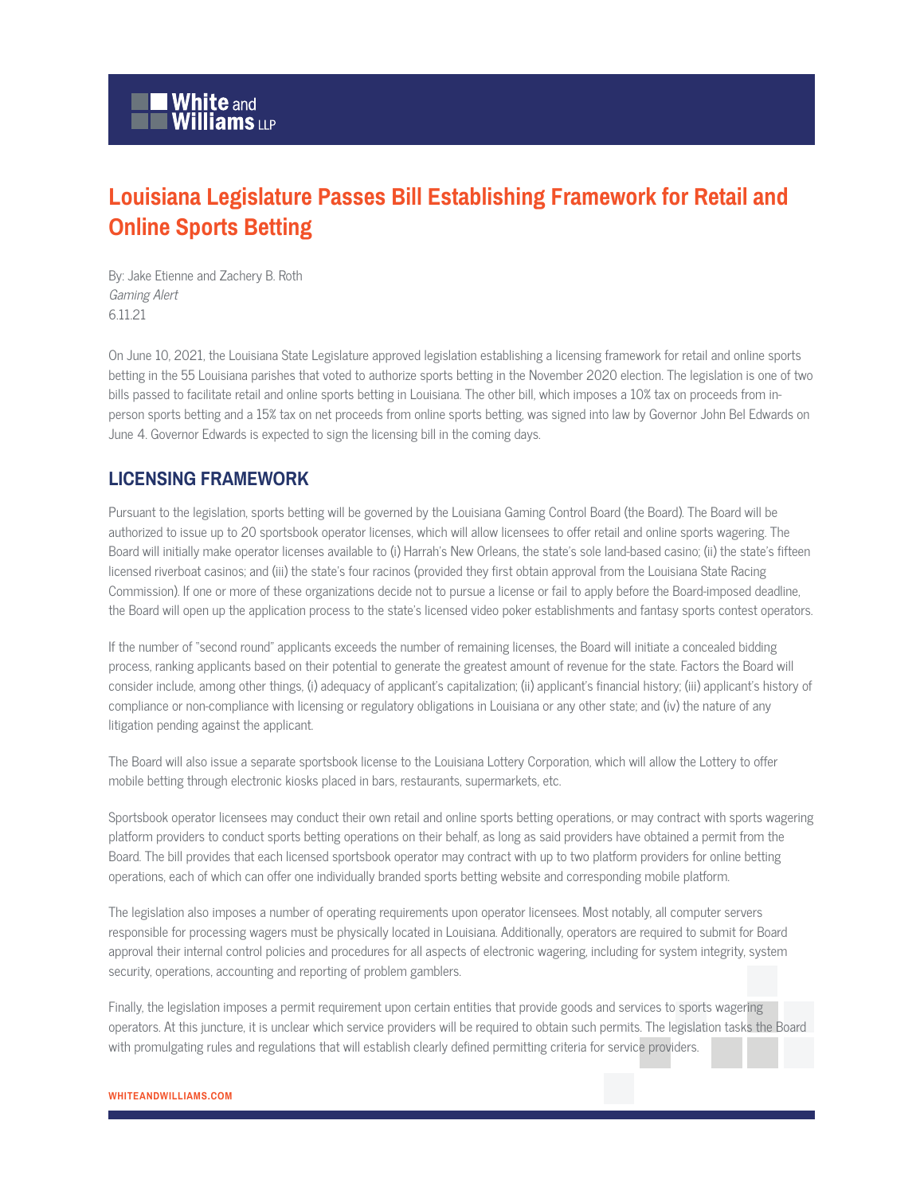# Louisiana Legislature Passes Bill Establishing Framework for Retail and Online Sports Betting

By: Jake Etienne and Zachery B. Roth
*Gaming Alert*
6.11.21

On June 10, 2021, the Louisiana State Legislature approved legislation establishing a licensing framework for retail and online sports betting in the 55 Louisiana parishes that voted to authorize sports betting in the November 2020 election. The legislation is one of two bills passed to facilitate retail and online sports betting in Louisiana. The other bill, which imposes a 10% tax on proceeds from in-person sports betting and a 15% tax on net proceeds from online sports betting, was signed into law by Governor John Bel Edwards on June 4. Governor Edwards is expected to sign the licensing bill in the coming days.

## LICENSING FRAMEWORK

Pursuant to the legislation, sports betting will be governed by the Louisiana Gaming Control Board (the Board). The Board will be authorized to issue up to 20 sportsbook operator licenses, which will allow licensees to offer retail and online sports wagering. The Board will initially make operator licenses available to (i) Harrah's New Orleans, the state's sole land-based casino; (ii) the state's fifteen licensed riverboat casinos; and (iii) the state's four racinos (provided they first obtain approval from the Louisiana State Racing Commission). If one or more of these organizations decide not to pursue a license or fail to apply before the Board-imposed deadline, the Board will open up the application process to the state's licensed video poker establishments and fantasy sports contest operators.

If the number of "second round" applicants exceeds the number of remaining licenses, the Board will initiate a concealed bidding process, ranking applicants based on their potential to generate the greatest amount of revenue for the state. Factors the Board will consider include, among other things, (i) adequacy of applicant's capitalization; (ii) applicant's financial history; (iii) applicant's history of compliance or non-compliance with licensing or regulatory obligations in Louisiana or any other state; and (iv) the nature of any litigation pending against the applicant.

The Board will also issue a separate sportsbook license to the Louisiana Lottery Corporation, which will allow the Lottery to offer mobile betting through electronic kiosks placed in bars, restaurants, supermarkets, etc.

Sportsbook operator licensees may conduct their own retail and online sports betting operations, or may contract with sports wagering platform providers to conduct sports betting operations on their behalf, as long as said providers have obtained a permit from the Board. The bill provides that each licensed sportsbook operator may contract with up to two platform providers for online betting operations, each of which can offer one individually branded sports betting website and corresponding mobile platform.

The legislation also imposes a number of operating requirements upon operator licensees. Most notably, all computer servers responsible for processing wagers must be physically located in Louisiana. Additionally, operators are required to submit for Board approval their internal control policies and procedures for all aspects of electronic wagering, including for system integrity, system security, operations, accounting and reporting of problem gamblers.

Finally, the legislation imposes a permit requirement upon certain entities that provide goods and services to sports wagering operators. At this juncture, it is unclear which service providers will be required to obtain such permits. The legislation tasks the Board with promulgating rules and regulations that will establish clearly defined permitting criteria for service providers.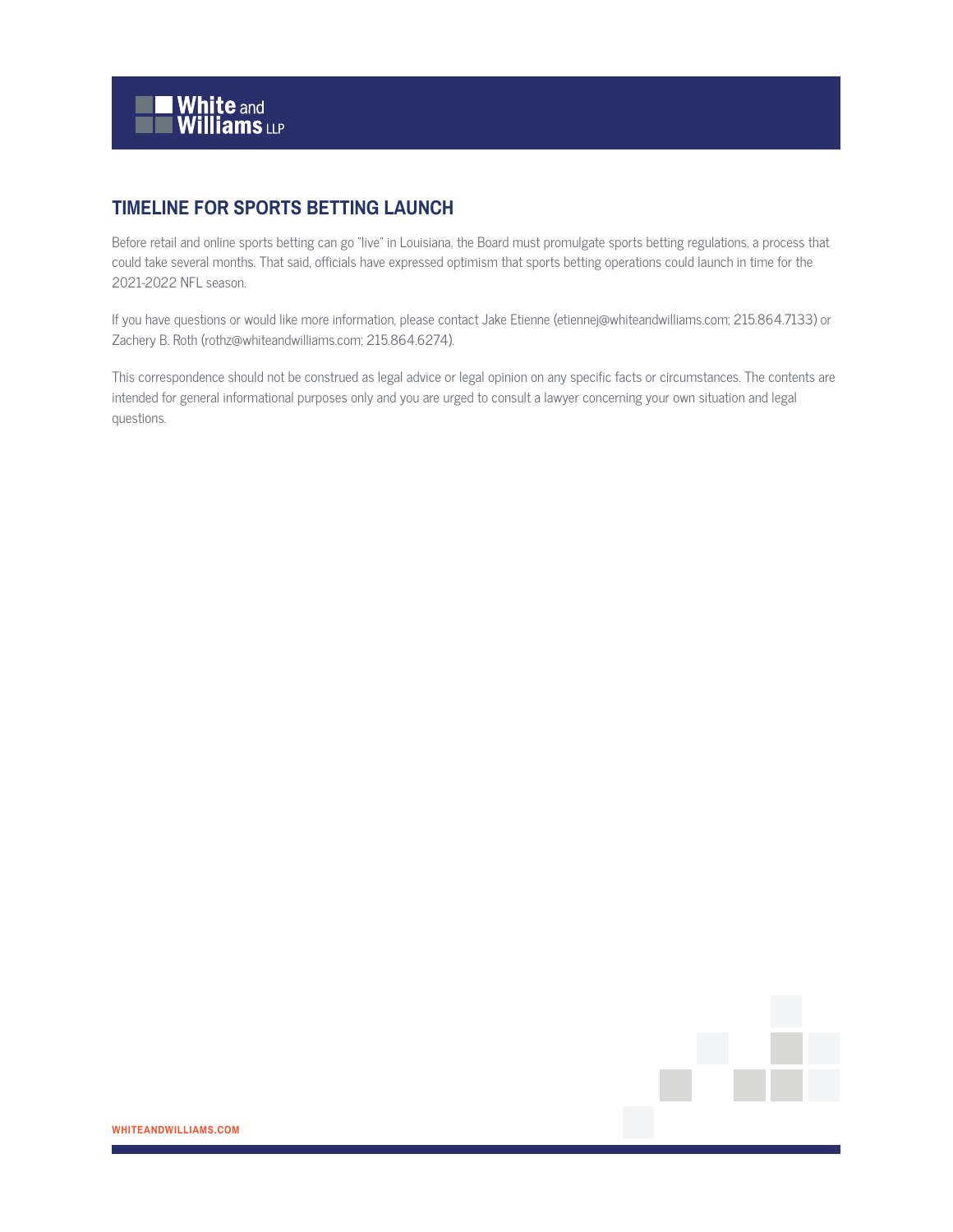## TIMELINE FOR SPORTS BETTING LAUNCH

Before retail and online sports betting can go "live" in Louisiana, the Board must promulgate sports betting regulations, a process that could take several months. That said, officials have expressed optimism that sports betting operations could launch in time for the 2021-2022 NFL season.

If you have questions or would like more information, please contact Jake Etienne (etiennej@whiteandwilliams.com; 215.864.7133) or Zachery B. Roth (rothz@whiteandwilliams.com; 215.864.6274).

This correspondence should not be construed as legal advice or legal opinion on any specific facts or circumstances. The contents are intended for general informational purposes only and you are urged to consult a lawyer concerning your own situation and legal questions.